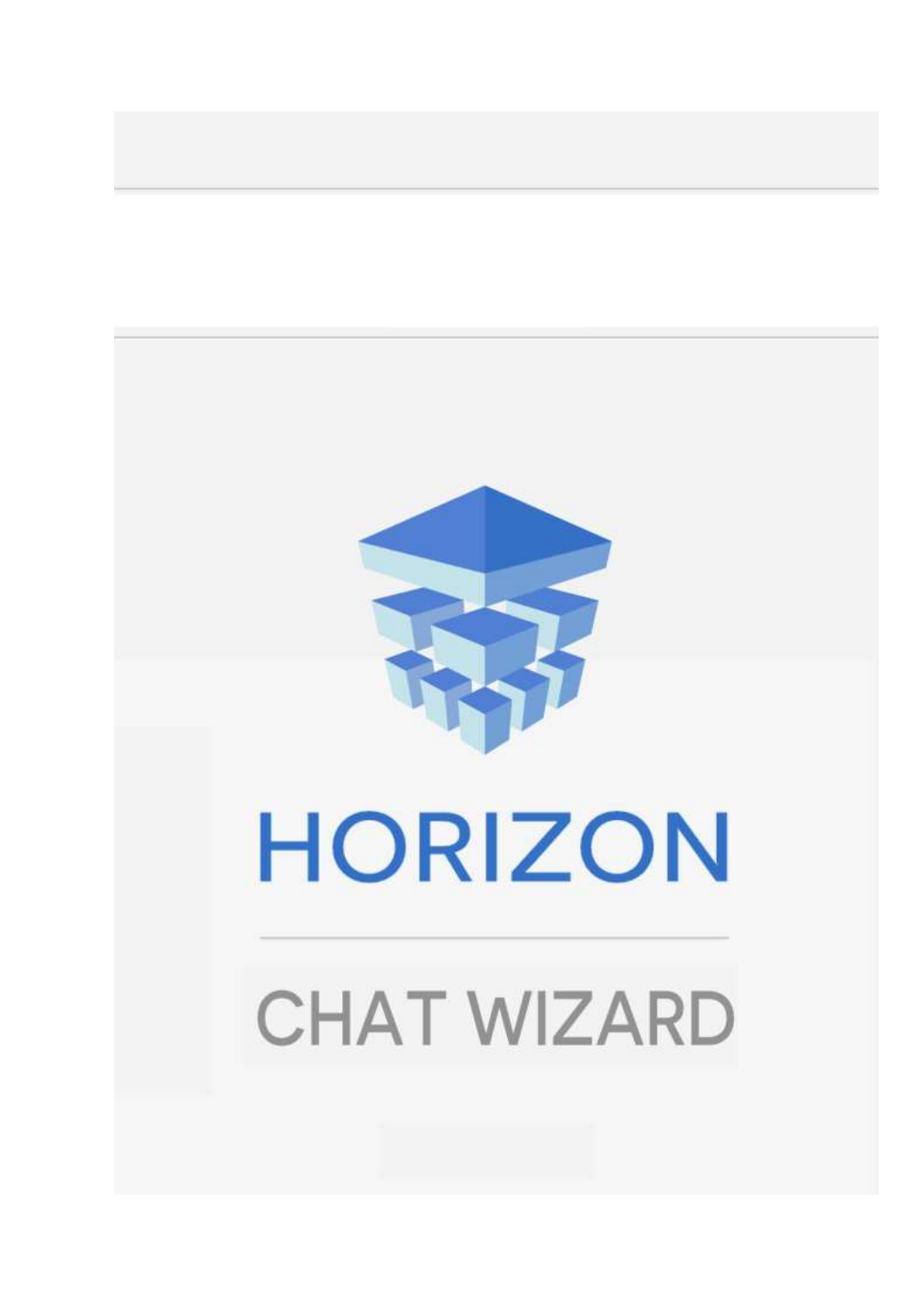# HORIZON

## CHAT WIZARD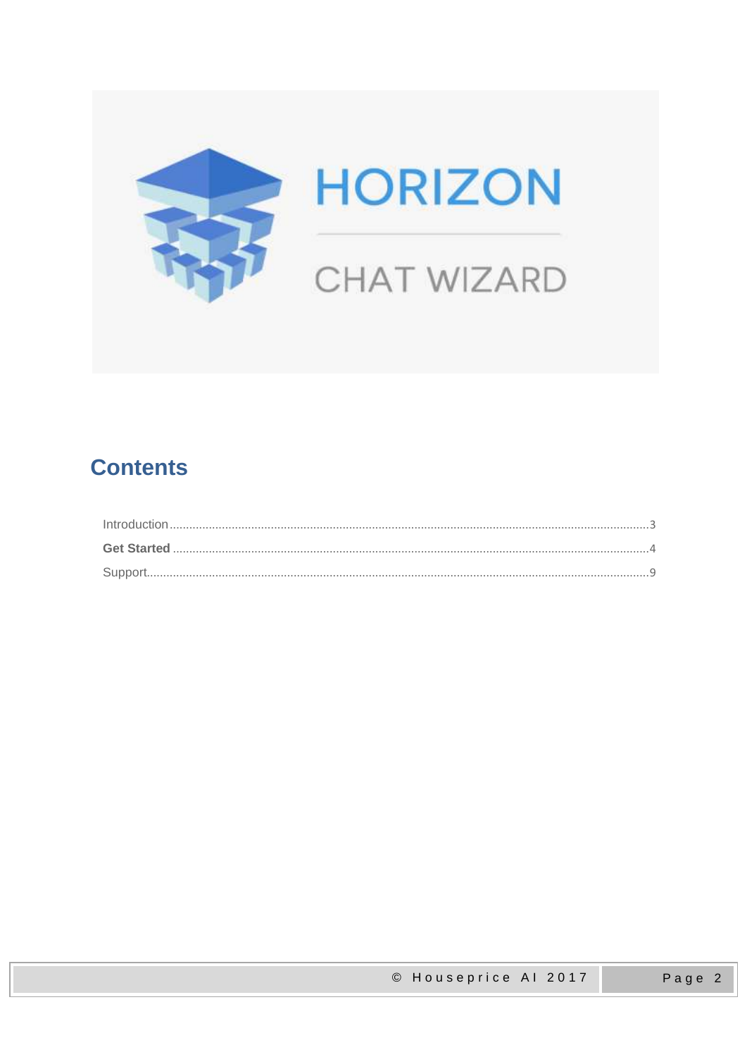HORIZON

CHAT WIZARD

# Contents

Introduction .......... 3
**Get Started** .......... 4
Support .......... 9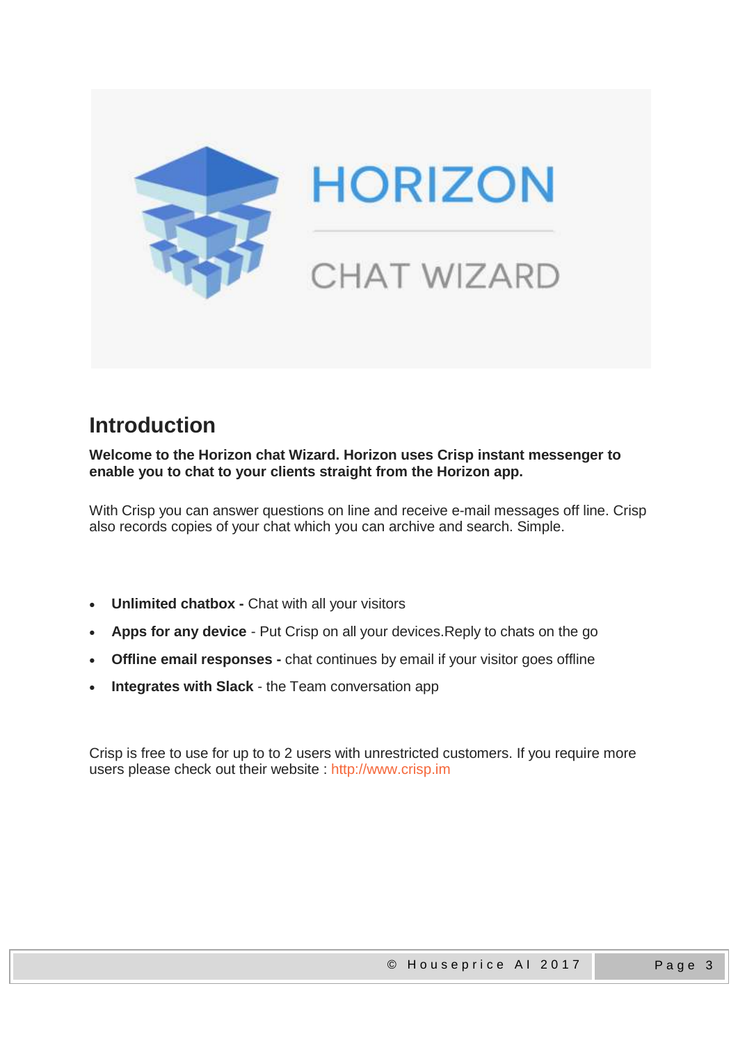HORIZON

CHAT WIZARD

## Introduction

**Welcome to the Horizon chat Wizard. Horizon uses Crisp instant messenger to enable you to chat to your clients straight from the Horizon app.**

With Crisp you can answer questions on line and receive e-mail messages off line. Crisp also records copies of your chat which you can archive and search. Simple.

- **Unlimited chatbox -** Chat with all your visitors
- **Apps for any device** - Put Crisp on all your devices.Reply to chats on the go
- **Offline email responses -** chat continues by email if your visitor goes offline
- **Integrates with Slack** - the Team conversation app

Crisp is free to use for up to to 2 users with unrestricted customers. If you require more users please check out their website : http://www.crisp.im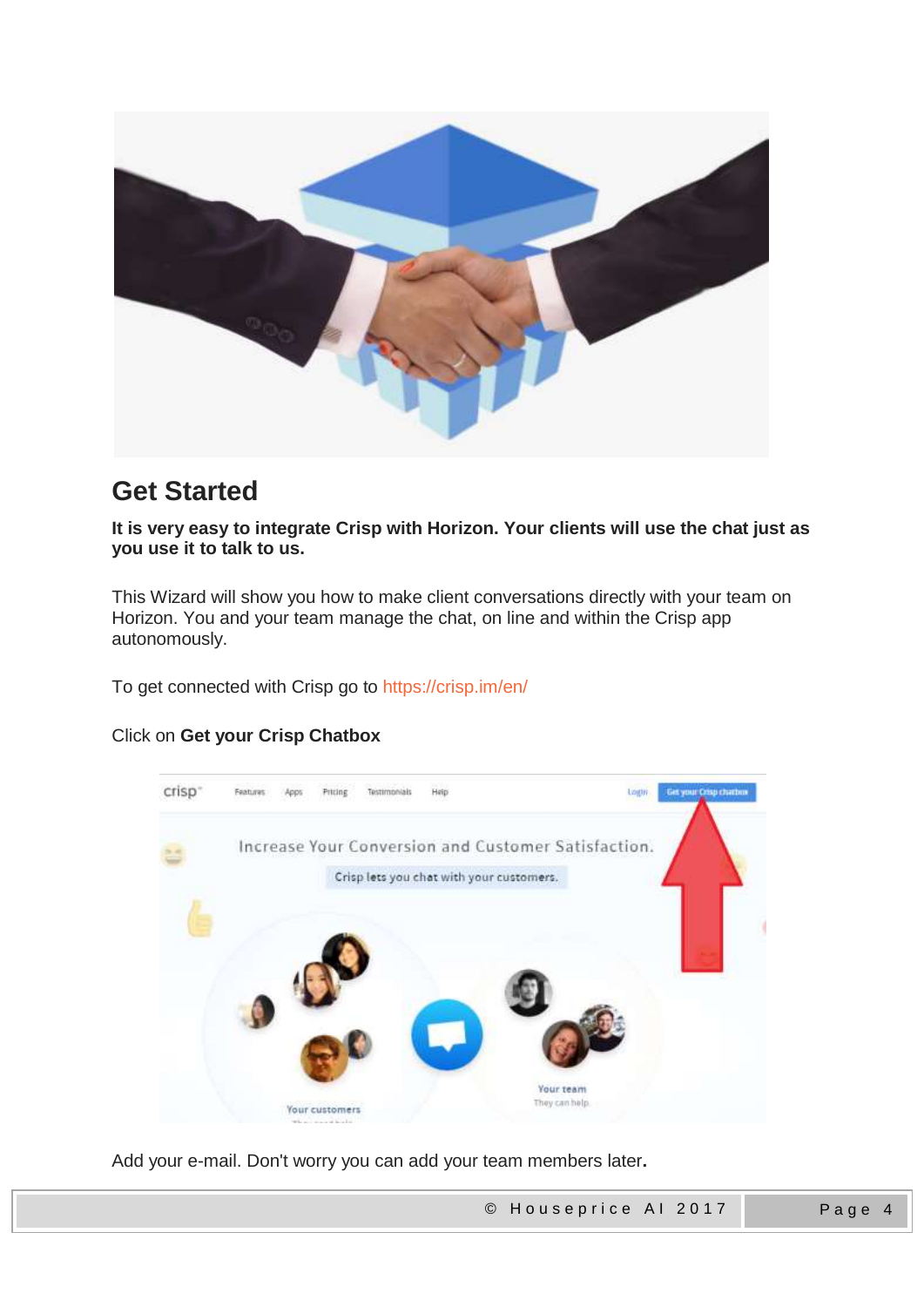## Get Started

**It is very easy to integrate Crisp with Horizon. Your clients will use the chat just as you use it to talk to us.**

This Wizard will show you how to make client conversations directly with your team on Horizon. You and your team manage the chat, on line and within the Crisp app autonomously.

To get connected with Crisp go to https://crisp.im/en/

Click on **Get your Crisp Chatbox**

Add your e-mail. Don't worry you can add your team members later**.**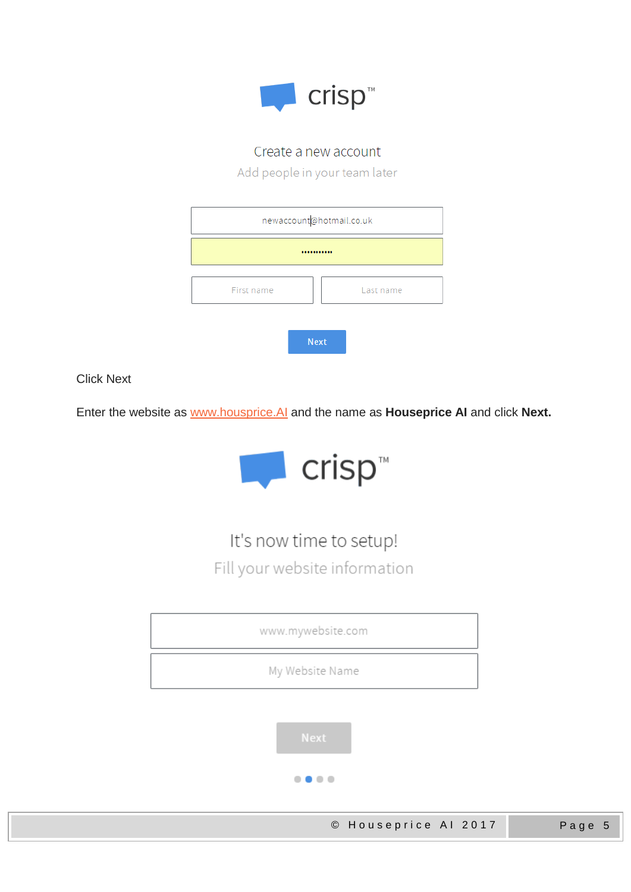crisp™

Create a new account

Add people in your team later

newaccount@hotmail.co.uk

First name | Last name

Next

Click Next

Enter the website as [www.housprice.AI](www.housprice.AI) and the name as **Houseprice AI** and click **Next.**

crisp™

It's now time to setup!

Fill your website information

www.mywebsite.com

My Website Name

Next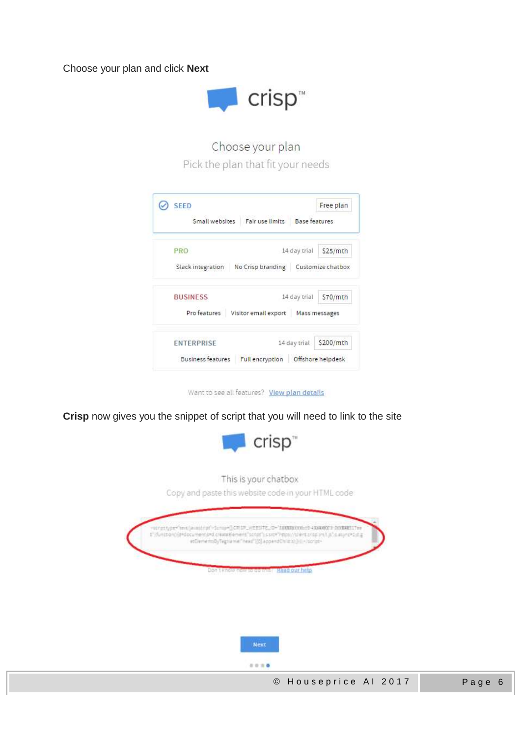Choose your plan and click **Next**

crisp™

Choose your plan

Pick the plan that fit your needs

| Plan | Trial | Price | Features | | |
|---|---|---|---|---|---|
| SEED | | Free plan | Small websites | Fair use limits | Base features |
| PRO | 14 day trial | $25/mth | Slack integration | No Crisp branding | Customize chatbox |
| BUSINESS | 14 day trial | $70/mth | Pro features | Visitor email export | Mass messages |
| ENTERPRISE | 14 day trial | $200/mth | Business features | Full encryption | Offshore helpdesk |

Want to see all features? View plan details

**Crisp** now gives you the snippet of script that you will need to link to the site

crisp™

This is your chatbox

Copy and paste this website code in your HTML code

Don't know how to do this? Read our help

Next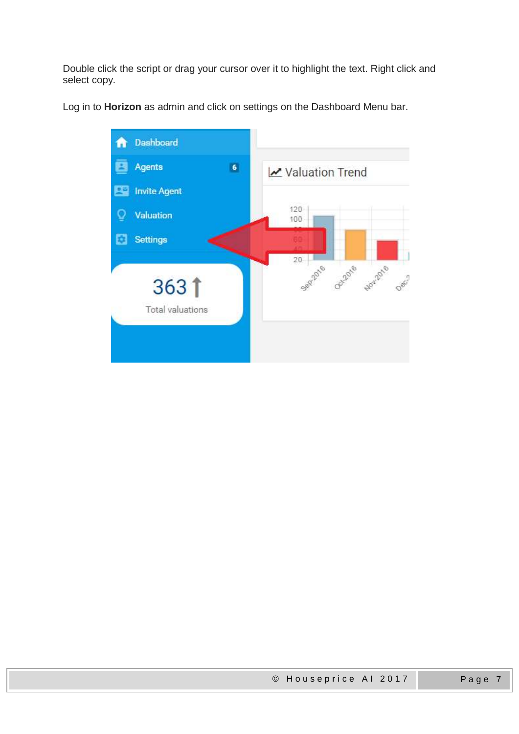Double click the script or drag your cursor over it to highlight the text. Right click and select copy.

Log in to **Horizon** as admin and click on settings on the Dashboard Menu bar.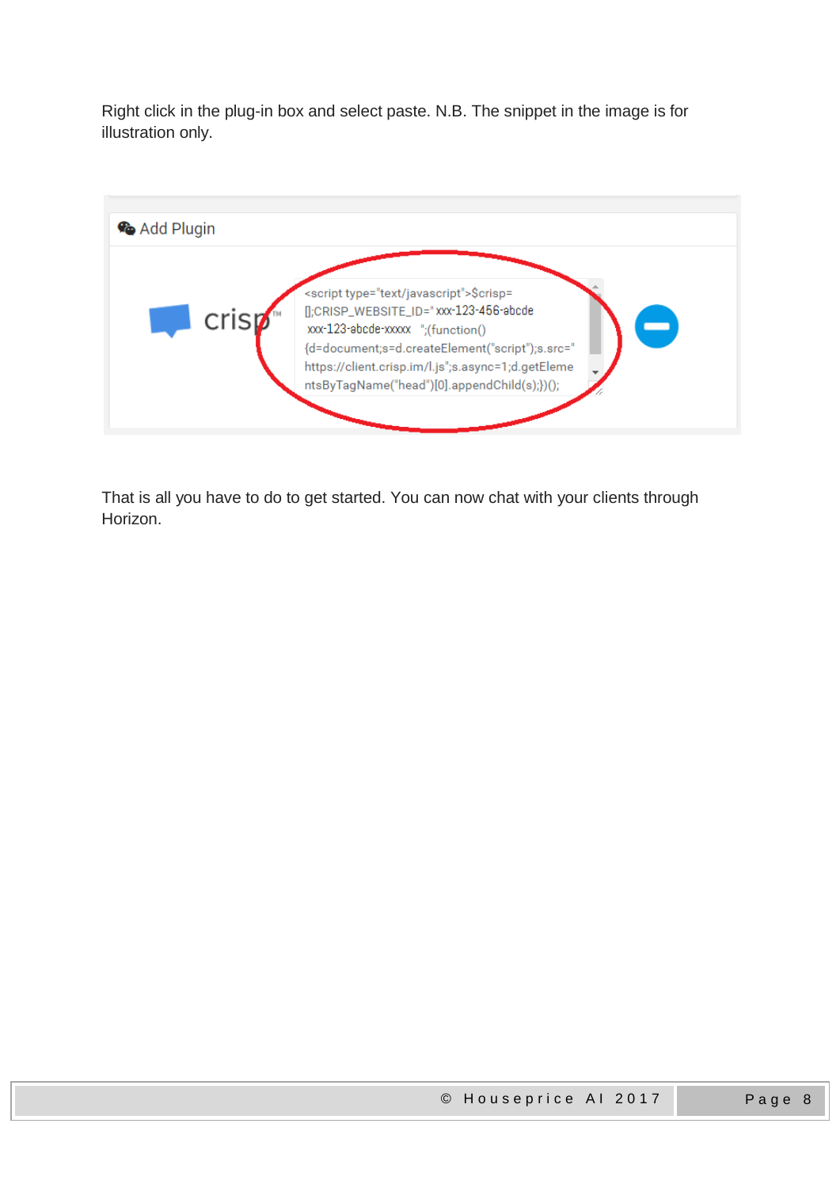Right click in the plug-in box and select paste. N.B. The snippet in the image is for illustration only.

That is all you have to do to get started. You can now chat with your clients through Horizon.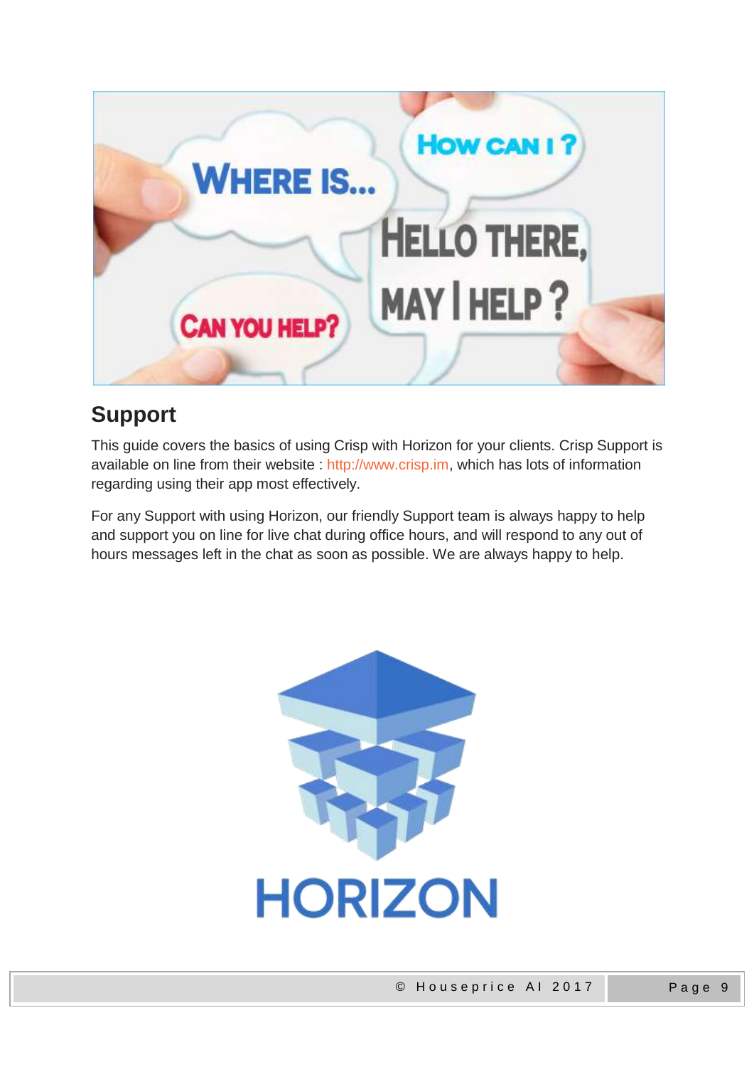## Support

This guide covers the basics of using Crisp with Horizon for your clients. Crisp Support is available on line from their website : http://www.crisp.im, which has lots of information regarding using their app most effectively.

For any Support with using Horizon, our friendly Support team is always happy to help and support you on line for live chat during office hours, and will respond to any out of hours messages left in the chat as soon as possible. We are always happy to help.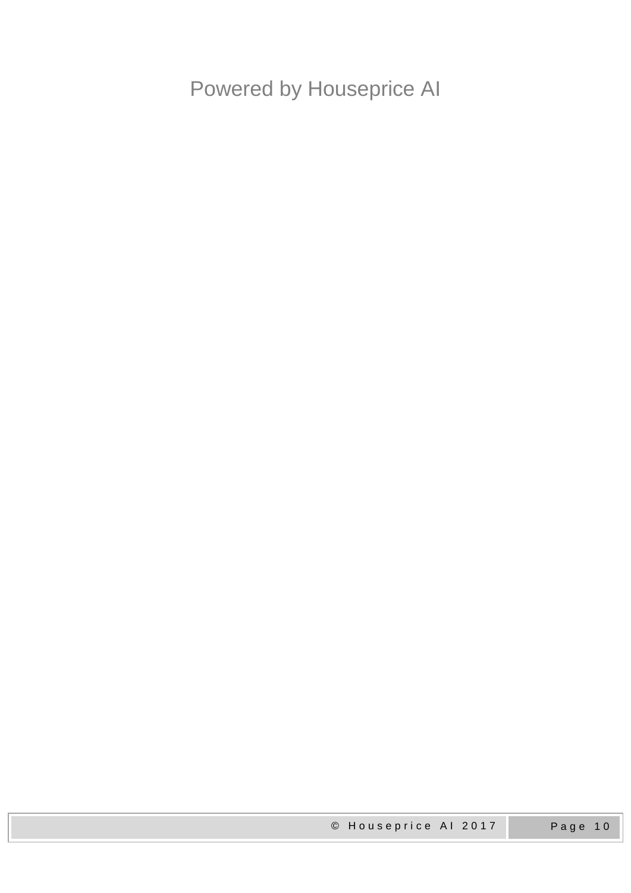Powered by Houseprice AI